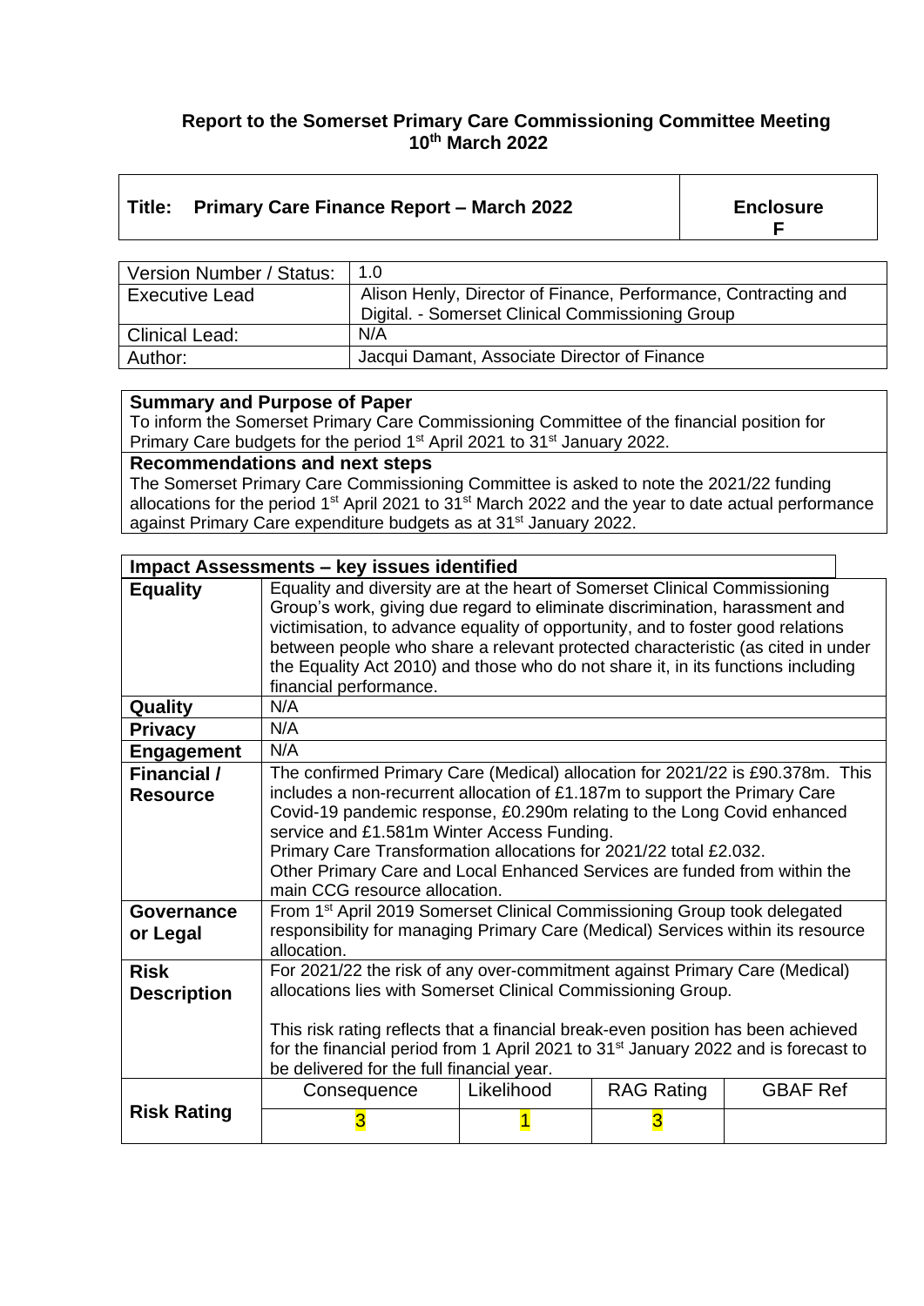**Report to the Somerset Primary Care Commissioning Committee Meeting**
**10th March 2022**

| **Title: Primary Care Finance Report – March 2022** | **Enclosure F** |
|---|---|

| | |
|---|---|
| Version Number / Status: | 1.0 |
| Executive Lead | Alison Henly, Director of Finance, Performance, Contracting and Digital. - Somerset Clinical Commissioning Group |
| Clinical Lead: | N/A |
| Author: | Jacqui Damant, Associate Director of Finance |

**Summary and Purpose of Paper**

To inform the Somerset Primary Care Commissioning Committee of the financial position for Primary Care budgets for the period 1st April 2021 to 31st January 2022.

**Recommendations and next steps**

The Somerset Primary Care Commissioning Committee is asked to note the 2021/22 funding allocations for the period 1st April 2021 to 31st March 2022 and the year to date actual performance against Primary Care expenditure budgets as at 31st January 2022.

| **Impact Assessments – key issues identified** | | | | |
|---|---|---|---|---|
| **Equality** | Equality and diversity are at the heart of Somerset Clinical Commissioning Group's work, giving due regard to eliminate discrimination, harassment and victimisation, to advance equality of opportunity, and to foster good relations between people who share a relevant protected characteristic (as cited in under the Equality Act 2010) and those who do not share it, in its functions including financial performance. | | | |
| **Quality** | N/A | | | |
| **Privacy** | N/A | | | |
| **Engagement** | N/A | | | |
| **Financial / Resource** | The confirmed Primary Care (Medical) allocation for 2021/22 is £90.378m. This includes a non-recurrent allocation of £1.187m to support the Primary Care Covid-19 pandemic response, £0.290m relating to the Long Covid enhanced service and £1.581m Winter Access Funding. Primary Care Transformation allocations for 2021/22 total £2.032. Other Primary Care and Local Enhanced Services are funded from within the main CCG resource allocation. | | | |
| **Governance or Legal** | From 1st April 2019 Somerset Clinical Commissioning Group took delegated responsibility for managing Primary Care (Medical) Services within its resource allocation. | | | |
| **Risk Description** | For 2021/22 the risk of any over-commitment against Primary Care (Medical) allocations lies with Somerset Clinical Commissioning Group. This risk rating reflects that a financial break-even position has been achieved for the financial period from 1 April 2021 to 31st January 2022 and is forecast to be delivered for the full financial year. | | | |
| **Risk Rating** | Consequence | Likelihood | RAG Rating | GBAF Ref |
| | 3 | 1 | 3 | |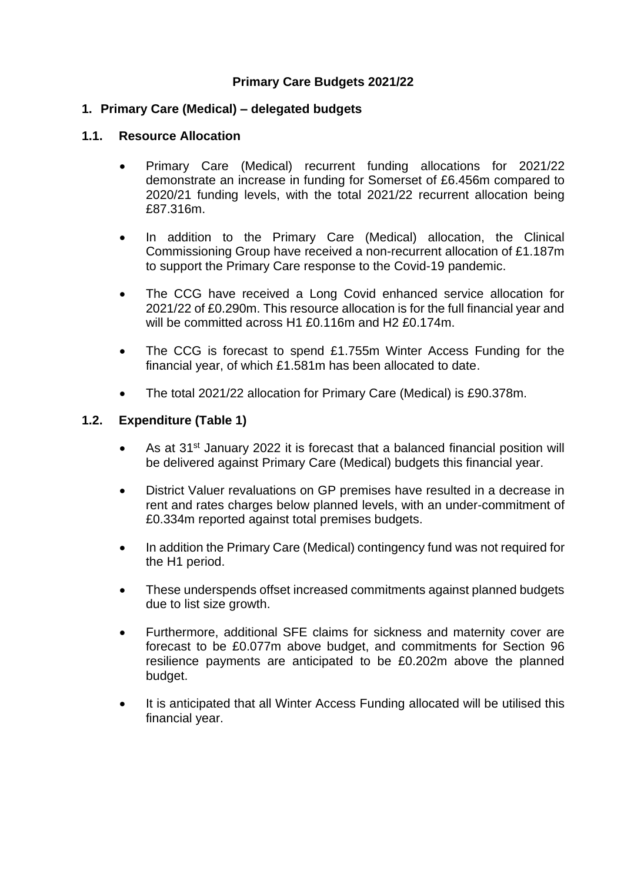**Primary Care Budgets 2021/22**

## 1. Primary Care (Medical) – delegated budgets

### 1.1. Resource Allocation

- Primary Care (Medical) recurrent funding allocations for 2021/22 demonstrate an increase in funding for Somerset of £6.456m compared to 2020/21 funding levels, with the total 2021/22 recurrent allocation being £87.316m.
- In addition to the Primary Care (Medical) allocation, the Clinical Commissioning Group have received a non-recurrent allocation of £1.187m to support the Primary Care response to the Covid-19 pandemic.
- The CCG have received a Long Covid enhanced service allocation for 2021/22 of £0.290m. This resource allocation is for the full financial year and will be committed across H1 £0.116m and H2 £0.174m.
- The CCG is forecast to spend £1.755m Winter Access Funding for the financial year, of which £1.581m has been allocated to date.
- The total 2021/22 allocation for Primary Care (Medical) is £90.378m.

### 1.2. Expenditure (Table 1)

- As at 31st January 2022 it is forecast that a balanced financial position will be delivered against Primary Care (Medical) budgets this financial year.
- District Valuer revaluations on GP premises have resulted in a decrease in rent and rates charges below planned levels, with an under-commitment of £0.334m reported against total premises budgets.
- In addition the Primary Care (Medical) contingency fund was not required for the H1 period.
- These underspends offset increased commitments against planned budgets due to list size growth.
- Furthermore, additional SFE claims for sickness and maternity cover are forecast to be £0.077m above budget, and commitments for Section 96 resilience payments are anticipated to be £0.202m above the planned budget.
- It is anticipated that all Winter Access Funding allocated will be utilised this financial year.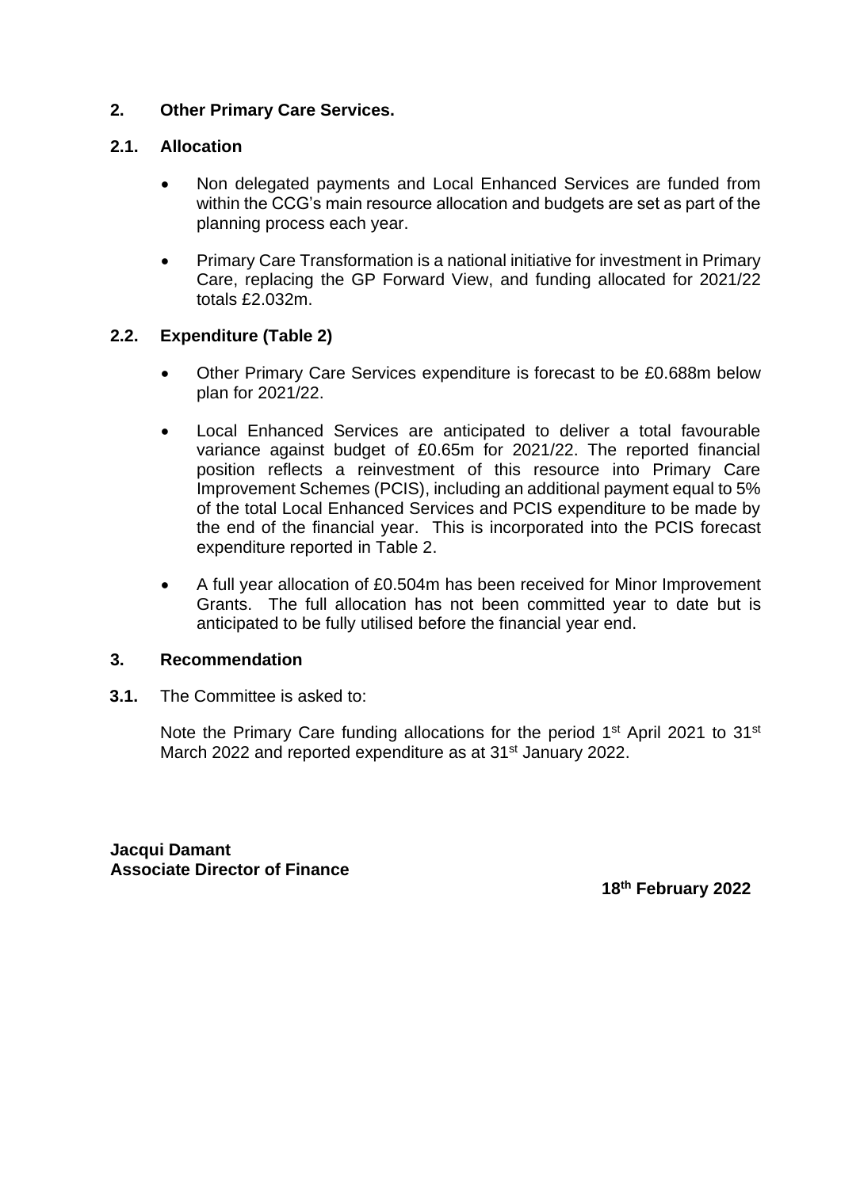## 2. Other Primary Care Services.

### 2.1. Allocation

- Non delegated payments and Local Enhanced Services are funded from within the CCG's main resource allocation and budgets are set as part of the planning process each year.
- Primary Care Transformation is a national initiative for investment in Primary Care, replacing the GP Forward View, and funding allocated for 2021/22 totals £2.032m.

### 2.2. Expenditure (Table 2)

- Other Primary Care Services expenditure is forecast to be £0.688m below plan for 2021/22.
- Local Enhanced Services are anticipated to deliver a total favourable variance against budget of £0.65m for 2021/22. The reported financial position reflects a reinvestment of this resource into Primary Care Improvement Schemes (PCIS), including an additional payment equal to 5% of the total Local Enhanced Services and PCIS expenditure to be made by the end of the financial year. This is incorporated into the PCIS forecast expenditure reported in Table 2.
- A full year allocation of £0.504m has been received for Minor Improvement Grants. The full allocation has not been committed year to date but is anticipated to be fully utilised before the financial year end.

## 3. Recommendation

**3.1.** The Committee is asked to:

Note the Primary Care funding allocations for the period 1st April 2021 to 31st March 2022 and reported expenditure as at 31st January 2022.

**Jacqui Damant**
**Associate Director of Finance**

**18th February 2022**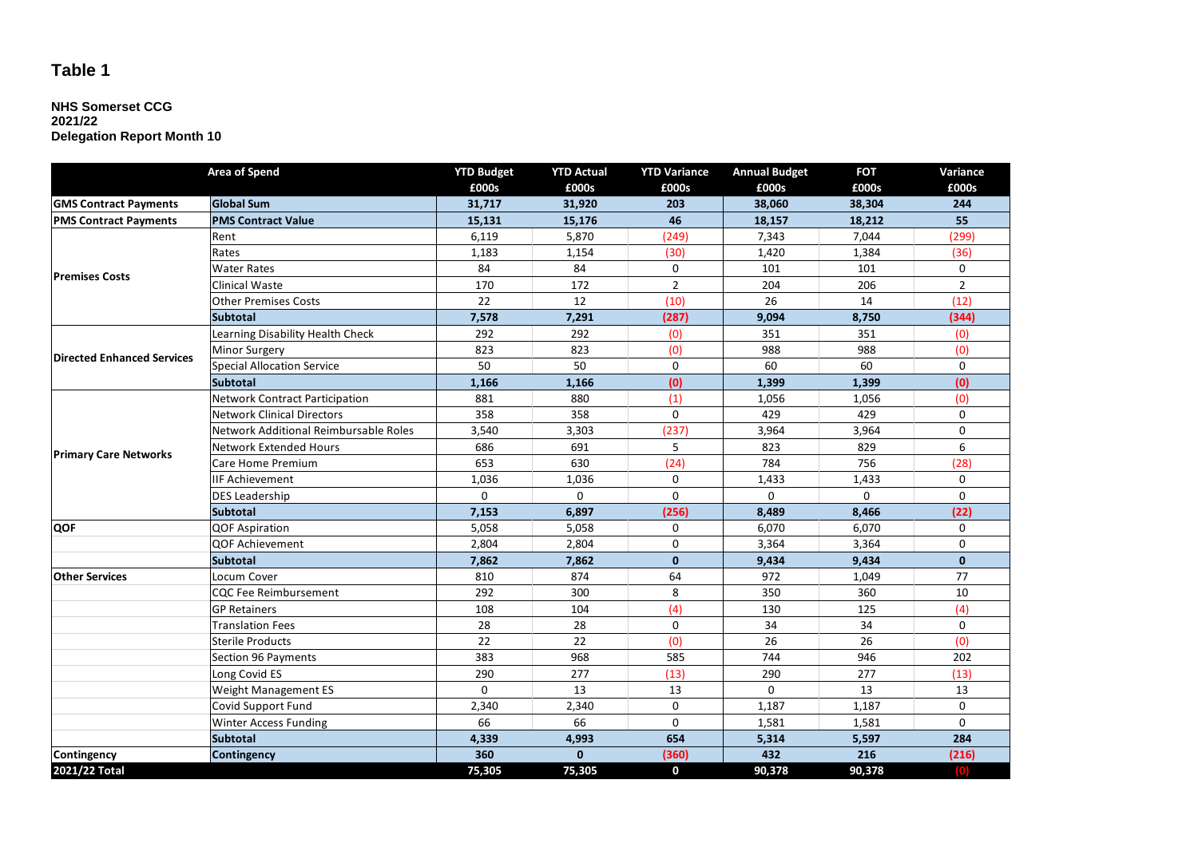# Table 1

**NHS Somerset CCG**
**2021/22**
**Delegation Report Month 10**

| Area of Spend | | YTD Budget £000s | YTD Actual £000s | YTD Variance £000s | Annual Budget £000s | FOT £000s | Variance £000s |
|---|---|---|---|---|---|---|---|
| **GMS Contract Payments** | **Global Sum** | **31,717** | **31,920** | **203** | **38,060** | **38,304** | **244** |
| **PMS Contract Payments** | **PMS Contract Value** | **15,131** | **15,176** | **46** | **18,157** | **18,212** | **55** |
| **Premises Costs** | Rent | 6,119 | 5,870 | (249) | 7,343 | 7,044 | (299) |
| | Rates | 1,183 | 1,154 | (30) | 1,420 | 1,384 | (36) |
| | Water Rates | 84 | 84 | 0 | 101 | 101 | 0 |
| | Clinical Waste | 170 | 172 | 2 | 204 | 206 | 2 |
| | Other Premises Costs | 22 | 12 | (10) | 26 | 14 | (12) |
| | **Subtotal** | **7,578** | **7,291** | **(287)** | **9,094** | **8,750** | **(344)** |
| **Directed Enhanced Services** | Learning Disability Health Check | 292 | 292 | (0) | 351 | 351 | (0) |
| | Minor Surgery | 823 | 823 | (0) | 988 | 988 | (0) |
| | Special Allocation Service | 50 | 50 | 0 | 60 | 60 | 0 |
| | **Subtotal** | **1,166** | **1,166** | **(0)** | **1,399** | **1,399** | **(0)** |
| **Primary Care Networks** | Network Contract Participation | 881 | 880 | (1) | 1,056 | 1,056 | (0) |
| | Network Clinical Directors | 358 | 358 | 0 | 429 | 429 | 0 |
| | Network Additional Reimbursable Roles | 3,540 | 3,303 | (237) | 3,964 | 3,964 | 0 |
| | Network Extended Hours | 686 | 691 | 5 | 823 | 829 | 6 |
| | Care Home Premium | 653 | 630 | (24) | 784 | 756 | (28) |
| | IIF Achievement | 1,036 | 1,036 | 0 | 1,433 | 1,433 | 0 |
| | DES Leadership | 0 | 0 | 0 | 0 | 0 | 0 |
| | **Subtotal** | **7,153** | **6,897** | **(256)** | **8,489** | **8,466** | **(22)** |
| **QOF** | QOF Aspiration | 5,058 | 5,058 | 0 | 6,070 | 6,070 | 0 |
| | QOF Achievement | 2,804 | 2,804 | 0 | 3,364 | 3,364 | 0 |
| | **Subtotal** | **7,862** | **7,862** | **0** | **9,434** | **9,434** | **0** |
| **Other Services** | Locum Cover | 810 | 874 | 64 | 972 | 1,049 | 77 |
| | CQC Fee Reimbursement | 292 | 300 | 8 | 350 | 360 | 10 |
| | GP Retainers | 108 | 104 | (4) | 130 | 125 | (4) |
| | Translation Fees | 28 | 28 | 0 | 34 | 34 | 0 |
| | Sterile Products | 22 | 22 | (0) | 26 | 26 | (0) |
| | Section 96 Payments | 383 | 968 | 585 | 744 | 946 | 202 |
| | Long Covid ES | 290 | 277 | (13) | 290 | 277 | (13) |
| | Weight Management ES | 0 | 13 | 13 | 0 | 13 | 13 |
| | Covid Support Fund | 2,340 | 2,340 | 0 | 1,187 | 1,187 | 0 |
| | Winter Access Funding | 66 | 66 | 0 | 1,581 | 1,581 | 0 |
| | **Subtotal** | **4,339** | **4,993** | **654** | **5,314** | **5,597** | **284** |
| **Contingency** | **Contingency** | **360** | **0** | **(360)** | **432** | **216** | **(216)** |
| **2021/22 Total** | | **75,305** | **75,305** | **0** | **90,378** | **90,378** | **(0)** |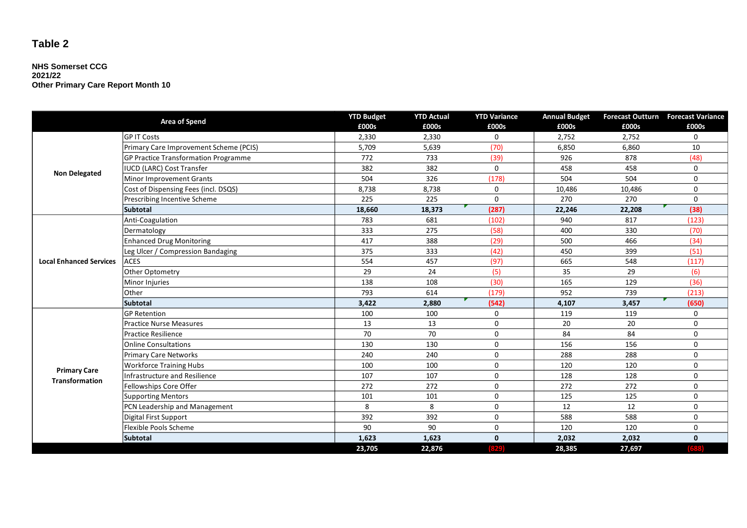## Table 2

**NHS Somerset CCG**
**2021/22**
**Other Primary Care Report Month 10**

| Area of Spend | | YTD Budget £000s | YTD Actual £000s | YTD Variance £000s | Annual Budget £000s | Forecast Outturn £000s | Forecast Variance £000s |
|---|---|---|---|---|---|---|---|
| **Non Delegated** | GP IT Costs | 2,330 | 2,330 | 0 | 2,752 | 2,752 | 0 |
| | Primary Care Improvement Scheme (PCIS) | 5,709 | 5,639 | (70) | 6,850 | 6,860 | 10 |
| | GP Practice Transformation Programme | 772 | 733 | (39) | 926 | 878 | (48) |
| | IUCD (LARC) Cost Transfer | 382 | 382 | 0 | 458 | 458 | 0 |
| | Minor Improvement Grants | 504 | 326 | (178) | 504 | 504 | 0 |
| | Cost of Dispensing Fees (incl. DSQS) | 8,738 | 8,738 | 0 | 10,486 | 10,486 | 0 |
| | Prescribing Incentive Scheme | 225 | 225 | 0 | 270 | 270 | 0 |
| | **Subtotal** | **18,660** | **18,373** | **(287)** | **22,246** | **22,208** | **(38)** |
| **Local Enhanced Services** | Anti-Coagulation | 783 | 681 | (102) | 940 | 817 | (123) |
| | Dermatology | 333 | 275 | (58) | 400 | 330 | (70) |
| | Enhanced Drug Monitoring | 417 | 388 | (29) | 500 | 466 | (34) |
| | Leg Ulcer / Compression Bandaging | 375 | 333 | (42) | 450 | 399 | (51) |
| | ACES | 554 | 457 | (97) | 665 | 548 | (117) |
| | Other Optometry | 29 | 24 | (5) | 35 | 29 | (6) |
| | Minor Injuries | 138 | 108 | (30) | 165 | 129 | (36) |
| | Other | 793 | 614 | (179) | 952 | 739 | (213) |
| | **Subtotal** | **3,422** | **2,880** | **(542)** | **4,107** | **3,457** | **(650)** |
| **Primary Care Transformation** | GP Retention | 100 | 100 | 0 | 119 | 119 | 0 |
| | Practice Nurse Measures | 13 | 13 | 0 | 20 | 20 | 0 |
| | Practice Resilience | 70 | 70 | 0 | 84 | 84 | 0 |
| | Online Consultations | 130 | 130 | 0 | 156 | 156 | 0 |
| | Primary Care Networks | 240 | 240 | 0 | 288 | 288 | 0 |
| | Workforce Training Hubs | 100 | 100 | 0 | 120 | 120 | 0 |
| | Infrastructure and Resilience | 107 | 107 | 0 | 128 | 128 | 0 |
| | Fellowships Core Offer | 272 | 272 | 0 | 272 | 272 | 0 |
| | Supporting Mentors | 101 | 101 | 0 | 125 | 125 | 0 |
| | PCN Leadership and Management | 8 | 8 | 0 | 12 | 12 | 0 |
| | Digital First Support | 392 | 392 | 0 | 588 | 588 | 0 |
| | Flexible Pools Scheme | 90 | 90 | 0 | 120 | 120 | 0 |
| | **Subtotal** | **1,623** | **1,623** | **0** | **2,032** | **2,032** | **0** |
| | | **23,705** | **22,876** | **(829)** | **28,385** | **27,697** | **(688)** |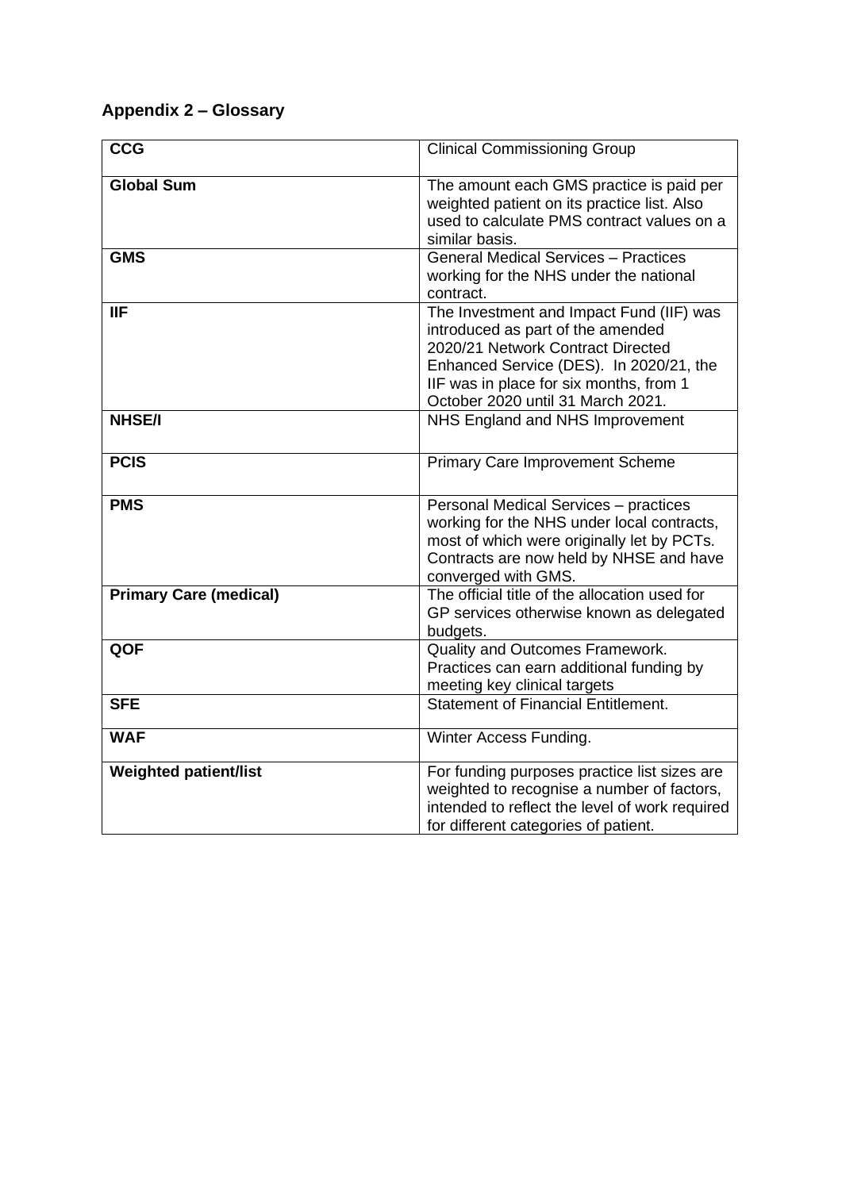## Appendix 2 – Glossary

| | |
|---|---|
| **CCG** | Clinical Commissioning Group |
| **Global Sum** | The amount each GMS practice is paid per weighted patient on its practice list. Also used to calculate PMS contract values on a similar basis. |
| **GMS** | General Medical Services – Practices working for the NHS under the national contract. |
| **IIF** | The Investment and Impact Fund (IIF) was introduced as part of the amended 2020/21 Network Contract Directed Enhanced Service (DES). In 2020/21, the IIF was in place for six months, from 1 October 2020 until 31 March 2021. |
| **NHSE/I** | NHS England and NHS Improvement |
| **PCIS** | Primary Care Improvement Scheme |
| **PMS** | Personal Medical Services – practices working for the NHS under local contracts, most of which were originally let by PCTs. Contracts are now held by NHSE and have converged with GMS. |
| **Primary Care (medical)** | The official title of the allocation used for GP services otherwise known as delegated budgets. |
| **QOF** | Quality and Outcomes Framework. Practices can earn additional funding by meeting key clinical targets |
| **SFE** | Statement of Financial Entitlement. |
| **WAF** | Winter Access Funding. |
| **Weighted patient/list** | For funding purposes practice list sizes are weighted to recognise a number of factors, intended to reflect the level of work required for different categories of patient. |